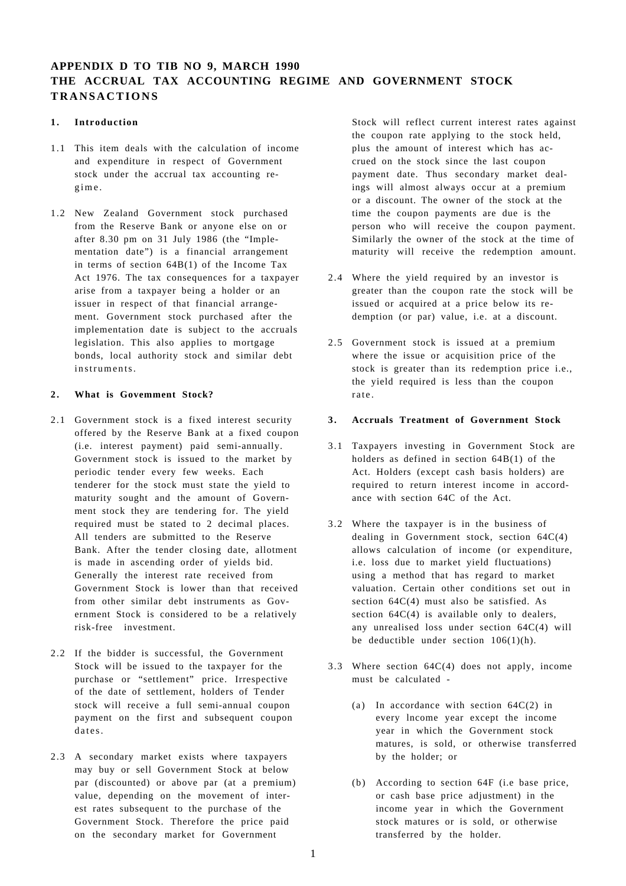# APPENDIX D TO TIB NO 9, MARCH 1990
# THE ACCRUAL TAX ACCOUNTING REGIME AND GOVERNMENT STOCK TRANSACTIONS

## 1. Introduction

1.1 This item deals with the calculation of income and expenditure in respect of Government stock under the accrual tax accounting regime.

1.2 New Zealand Government stock purchased from the Reserve Bank or anyone else on or after 8.30 pm on 31 July 1986 (the "Implementation date") is a financial arrangement in terms of section 64B(1) of the Income Tax Act 1976. The tax consequences for a taxpayer arise from a taxpayer being a holder or an issuer in respect of that financial arrangement. Government stock purchased after the implementation date is subject to the accruals legislation. This also applies to mortgage bonds, local authority stock and similar debt instruments.

## 2. What is Govemment Stock?

2.1 Government stock is a fixed interest security offered by the Reserve Bank at a fixed coupon (i.e. interest payment) paid semi-annually. Government stock is issued to the market by periodic tender every few weeks. Each tenderer for the stock must state the yield to maturity sought and the amount of Government stock they are tendering for. The yield required must be stated to 2 decimal places. All tenders are submitted to the Reserve Bank. After the tender closing date, allotment is made in ascending order of yields bid. Generally the interest rate received from Government Stock is lower than that received from other similar debt instruments as Government Stock is considered to be a relatively risk-free investment.

2.2 If the bidder is successful, the Government Stock will be issued to the taxpayer for the purchase or "settlement" price. Irrespective of the date of settlement, holders of Tender stock will receive a full semi-annual coupon payment on the first and subsequent coupon dates.

2.3 A secondary market exists where taxpayers may buy or sell Government Stock at below par (discounted) or above par (at a premium) value, depending on the movement of interest rates subsequent to the purchase of the Government Stock. Therefore the price paid on the secondary market for Government Stock will reflect current interest rates against the coupon rate applying to the stock held, plus the amount of interest which has accrued on the stock since the last coupon payment date. Thus secondary market dealings will almost always occur at a premium or a discount. The owner of the stock at the time the coupon payments are due is the person who will receive the coupon payment. Similarly the owner of the stock at the time of maturity will receive the redemption amount.

2.4 Where the yield required by an investor is greater than the coupon rate the stock will be issued or acquired at a price below its redemption (or par) value, i.e. at a discount.

2.5 Government stock is issued at a premium where the issue or acquisition price of the stock is greater than its redemption price i.e., the yield required is less than the coupon rate.

## 3. Accruals Treatment of Government Stock

3.1 Taxpayers investing in Government Stock are holders as defined in section 64B(1) of the Act. Holders (except cash basis holders) are required to return interest income in accordance with section 64C of the Act.

3.2 Where the taxpayer is in the business of dealing in Government stock, section 64C(4) allows calculation of income (or expenditure, i.e. loss due to market yield fluctuations) using a method that has regard to market valuation. Certain other conditions set out in section 64C(4) must also be satisfied. As section 64C(4) is available only to dealers, any unrealised loss under section 64C(4) will be deductible under section 106(1)(h).

3.3 Where section 64C(4) does not apply, income must be calculated -

(a) In accordance with section 64C(2) in every lncome year except the income year in which the Government stock matures, is sold, or otherwise transferred by the holder; or

(b) According to section 64F (i.e base price, or cash base price adjustment) in the income year in which the Government stock matures or is sold, or otherwise transferred by the holder.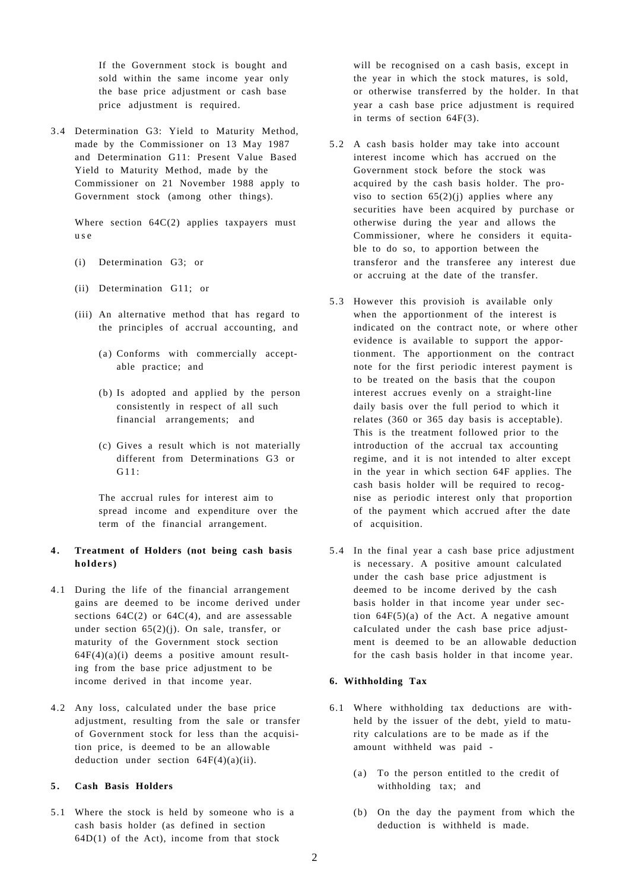If the Government stock is bought and sold within the same income year only the base price adjustment or cash base price adjustment is required.

3.4 Determination G3: Yield to Maturity Method, made by the Commissioner on 13 May 1987 and Determination G11: Present Value Based Yield to Maturity Method, made by the Commissioner on 21 November 1988 apply to Government stock (among other things).

Where section 64C(2) applies taxpayers must use

(i) Determination G3; or

(ii) Determination G11; or

(iii) An alternative method that has regard to the principles of accrual accounting, and

(a) Conforms with commercially acceptable practice; and

(b) Is adopted and applied by the person consistently in respect of all such financial arrangements; and

(c) Gives a result which is not materially different from Determinations G3 or G11:

The accrual rules for interest aim to spread income and expenditure over the term of the financial arrangement.

## 4. Treatment of Holders (not being cash basis holders)

4.1 During the life of the financial arrangement gains are deemed to be income derived under sections 64C(2) or 64C(4), and are assessable under section 65(2)(j). On sale, transfer, or maturity of the Government stock section 64F(4)(a)(i) deems a positive amount resulting from the base price adjustment to be income derived in that income year.

4.2 Any loss, calculated under the base price adjustment, resulting from the sale or transfer of Government stock for less than the acquisition price, is deemed to be an allowable deduction under section 64F(4)(a)(ii).

## 5. Cash Basis Holders

5.1 Where the stock is held by someone who is a cash basis holder (as defined in section 64D(1) of the Act), income from that stock will be recognised on a cash basis, except in the year in which the stock matures, is sold, or otherwise transferred by the holder. In that year a cash base price adjustment is required in terms of section 64F(3).

5.2 A cash basis holder may take into account interest income which has accrued on the Government stock before the stock was acquired by the cash basis holder. The proviso to section 65(2)(j) applies where any securities have been acquired by purchase or otherwise during the year and allows the Commissioner, where he considers it equitable to do so, to apportion between the transferor and the transferee any interest due or accruing at the date of the transfer.

5.3 However this provisioh is available only when the apportionment of the interest is indicated on the contract note, or where other evidence is available to support the apportionment. The apportionment on the contract note for the first periodic interest payment is to be treated on the basis that the coupon interest accrues evenly on a straight-line daily basis over the full period to which it relates (360 or 365 day basis is acceptable). This is the treatment followed prior to the introduction of the accrual tax accounting regime, and it is not intended to alter except in the year in which section 64F applies. The cash basis holder will be required to recognise as periodic interest only that proportion of the payment which accrued after the date of acquisition.

5.4 In the final year a cash base price adjustment is necessary. A positive amount calculated under the cash base price adjustment is deemed to be income derived by the cash basis holder in that income year under section 64F(5)(a) of the Act. A negative amount caIculated under the cash base price adjustment is deemed to be an allowable deduction for the cash basis holder in that income year.

## 6. Withholding Tax

6.1 Where withholding tax deductions are withheld by the issuer of the debt, yield to maturity calculations are to be made as if the amount withheld was paid -

(a) To the person entitled to the credit of withholding tax; and

(b) On the day the payment from which the deduction is withheld is made.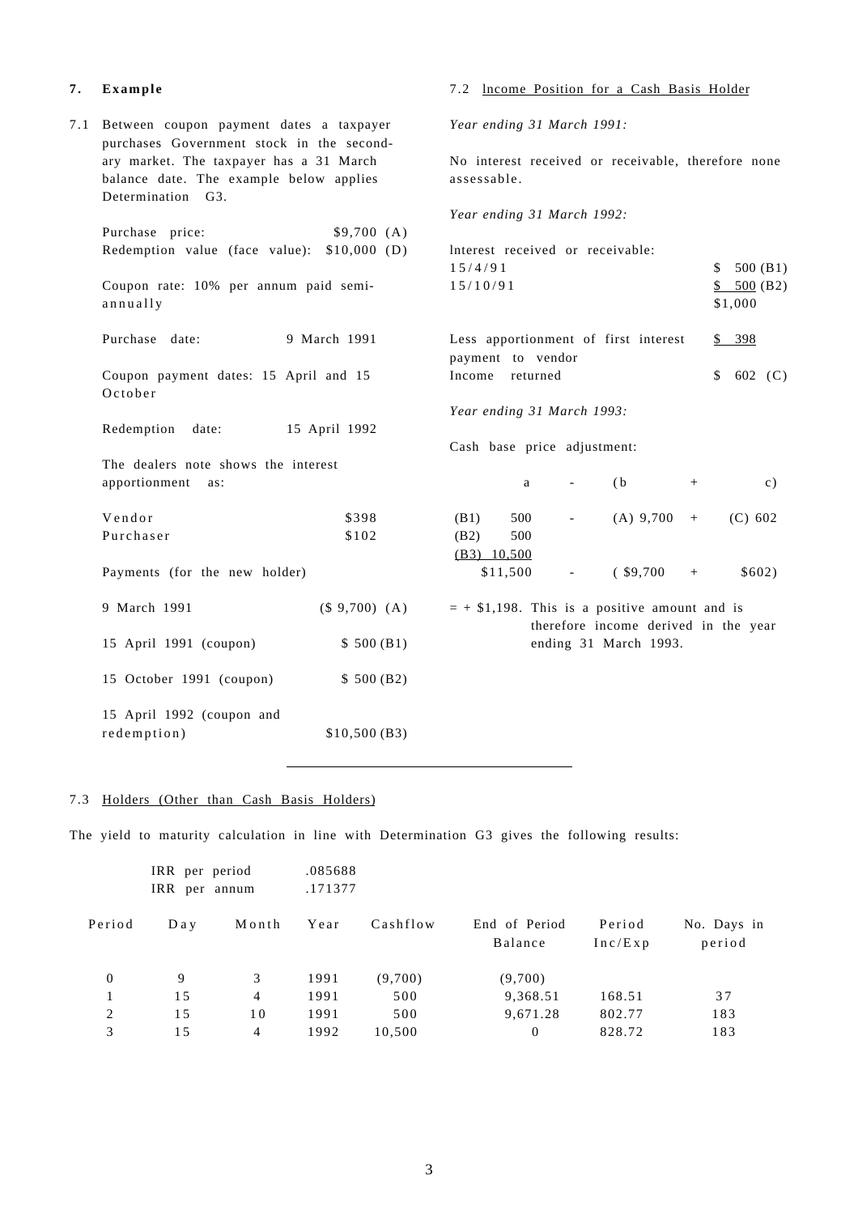## 7. Example

7.1 Between coupon payment dates a taxpayer purchases Government stock in the secondary market. The taxpayer has a 31 March balance date. The example below applies Determination G3.

| | |
|---|---|
| Purchase price: | $9,700 (A) |
| Redemption value (face value): | $10,000 (D) |

Coupon rate: 10% per annum paid semi-annually

| | |
|---|---|
| Purchase date: | 9 March 1991 |

Coupon payment dates: 15 April and 15 October

| | |
|---|---|
| Redemption date: | 15 April 1992 |

The dealers note shows the interest apportionment as:

| | |
|---|---|
| Vendor | $398 |
| Purchaser | $102 |

Payments (for the new holder)

| | |
|---|---|
| 9 March 1991 | ($ 9,700) (A) |
| 15 April 1991 (coupon) | $ 500 (B1) |
| 15 October 1991 (coupon) | $ 500 (B2) |
| 15 April 1992 (coupon and redemption) | $10,500 (B3) |

7.2 Income Position for a Cash Basis Holder

*Year ending 31 March 1991:*

No interest received or receivable, therefore none assessable.

*Year ending 31 March 1992:*

| Interest received or receivable: | |
|---|---|
| 15/4/91 | $ 500 (B1) |
| 15/10/91 | $ 500 (B2) |
| | $1,000 |
| Less apportionment of first interest payment to vendor | $ 398 |
| Income returned | $ 602 (C) |

*Year ending 31 March 1993:*

Cash base price adjustment:

| a | - | (b | + | c) |
|---|---|---|---|---|
| (B1) 500 | - | (A) 9,700 | + | (C) 602 |
| (B2) 500 | | | | |
| (B3) 10,500 | | | | |
| $11,500 | - | ( $9,700 | + | $602) |

= + $1,198. This is a positive amount and is therefore income derived in the year ending 31 March 1993.

7.3 Holders (Other than Cash Basis Holders)

The yield to maturity calculation in line with Determination G3 gives the following results:

| | |
|---|---|
| IRR per period | .085688 |
| IRR per annum | .171377 |

| Period | Day | Month | Year | Cashflow | End of Period Balance | Period Inc/Exp | No. Days in period |
|---|---|---|---|---|---|---|---|
| 0 | 9 | 3 | 1991 | (9,700) | (9,700) | | |
| 1 | 15 | 4 | 1991 | 500 | 9,368.51 | 168.51 | 37 |
| 2 | 15 | 10 | 1991 | 500 | 9,671.28 | 802.77 | 183 |
| 3 | 15 | 4 | 1992 | 10,500 | 0 | 828.72 | 183 |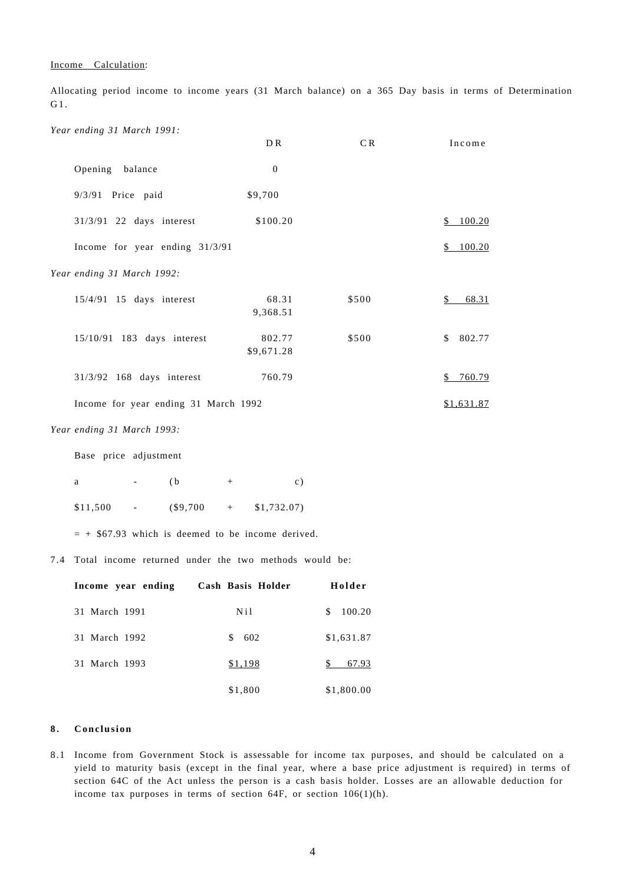Income Calculation:

Allocating period income to income years (31 March balance) on a 365 Day basis in terms of Determination G1.

*Year ending 31 March 1991:*

| | DR | CR | Income |
|---|---|---|---|
| Opening balance | 0 | | |
| 9/3/91 Price paid | $9,700 | | |
| 31/3/91 22 days interest | $100.20 | | $ 100.20 |
| Income for year ending 31/3/91 | | | $ 100.20 |

*Year ending 31 March 1992:*

| | DR | CR | Income |
|---|---|---|---|
| 15/4/91 15 days interest | 68.31<br>9,368.51 | $500 | $ 68.31 |
| 15/10/91 183 days interest | 802.77<br>$9,671.28 | $500 | $ 802.77 |
| 31/3/92 168 days interest | 760.79 | | $ 760.79 |
| Income for year ending 31 March 1992 | | | $1,631.87 |

*Year ending 31 March 1993:*

Base price adjustment

a - (b + c)

$11,500 - ($9,700 + $1,732.07)

= + $67.93 which is deemed to be income derived.

7.4 Total income returned under the two methods would be:

| **Income year ending** | **Cash Basis Holder** | **Holder** |
|---|---|---|
| 31 March 1991 | Nil | $ 100.20 |
| 31 March 1992 | $ 602 | $1,631.87 |
| 31 March 1993 | $1,198 | $ 67.93 |
| | $1,800 | $1,800.00 |

## 8. Conclusion

8.1 Income from Government Stock is assessable for income tax purposes, and should be calculated on a yield to maturity basis (except in the final year, where a base price adjustment is required) in terms of section 64C of the Act unless the person is a cash basis holder. Losses are an allowable deduction for income tax purposes in terms of section 64F, or section 106(1)(h).